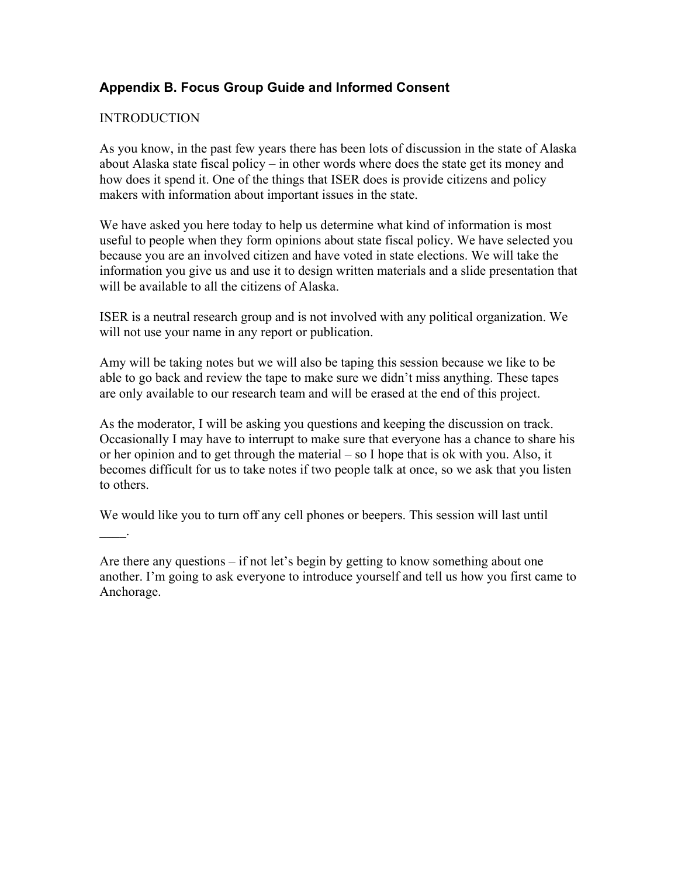## Appendix B. Focus Group Guide and Informed Consent

INTRODUCTION

As you know, in the past few years there has been lots of discussion in the state of Alaska about Alaska state fiscal policy – in other words where does the state get its money and how does it spend it. One of the things that ISER does is provide citizens and policy makers with information about important issues in the state.

We have asked you here today to help us determine what kind of information is most useful to people when they form opinions about state fiscal policy. We have selected you because you are an involved citizen and have voted in state elections. We will take the information you give us and use it to design written materials and a slide presentation that will be available to all the citizens of Alaska.

ISER is a neutral research group and is not involved with any political organization. We will not use your name in any report or publication.

Amy will be taking notes but we will also be taping this session because we like to be able to go back and review the tape to make sure we didn't miss anything. These tapes are only available to our research team and will be erased at the end of this project.

As the moderator, I will be asking you questions and keeping the discussion on track. Occasionally I may have to interrupt to make sure that everyone has a chance to share his or her opinion and to get through the material – so I hope that is ok with you. Also, it becomes difficult for us to take notes if two people talk at once, so we ask that you listen to others.

We would like you to turn off any cell phones or beepers. This session will last until ____.

Are there any questions – if not let's begin by getting to know something about one another. I'm going to ask everyone to introduce yourself and tell us how you first came to Anchorage.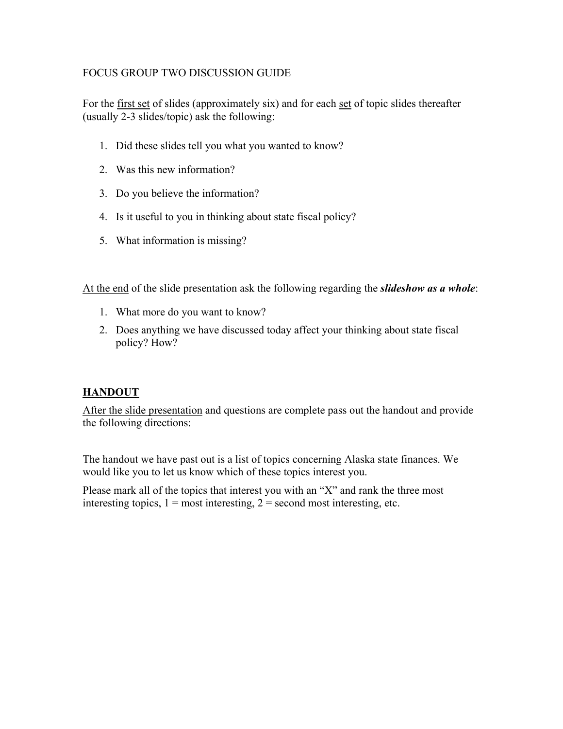FOCUS GROUP TWO DISCUSSION GUIDE

For the <u>first set</u> of slides (approximately six) and for each <u>set</u> of topic slides thereafter (usually 2-3 slides/topic) ask the following:

1. Did these slides tell you what you wanted to know?
2. Was this new information?
3. Do you believe the information?
4. Is it useful to you in thinking about state fiscal policy?
5. What information is missing?

<u>At the end</u> of the slide presentation ask the following regarding the ***slideshow as a whole***:

1. What more do you want to know?
2. Does anything we have discussed today affect your thinking about state fiscal policy? How?

**<u>HANDOUT</u>**

<u>After the slide presentation</u> and questions are complete pass out the handout and provide the following directions:

The handout we have past out is a list of topics concerning Alaska state finances. We would like you to let us know which of these topics interest you.

Please mark all of the topics that interest you with an "X" and rank the three most interesting topics, 1 = most interesting, 2 = second most interesting, etc.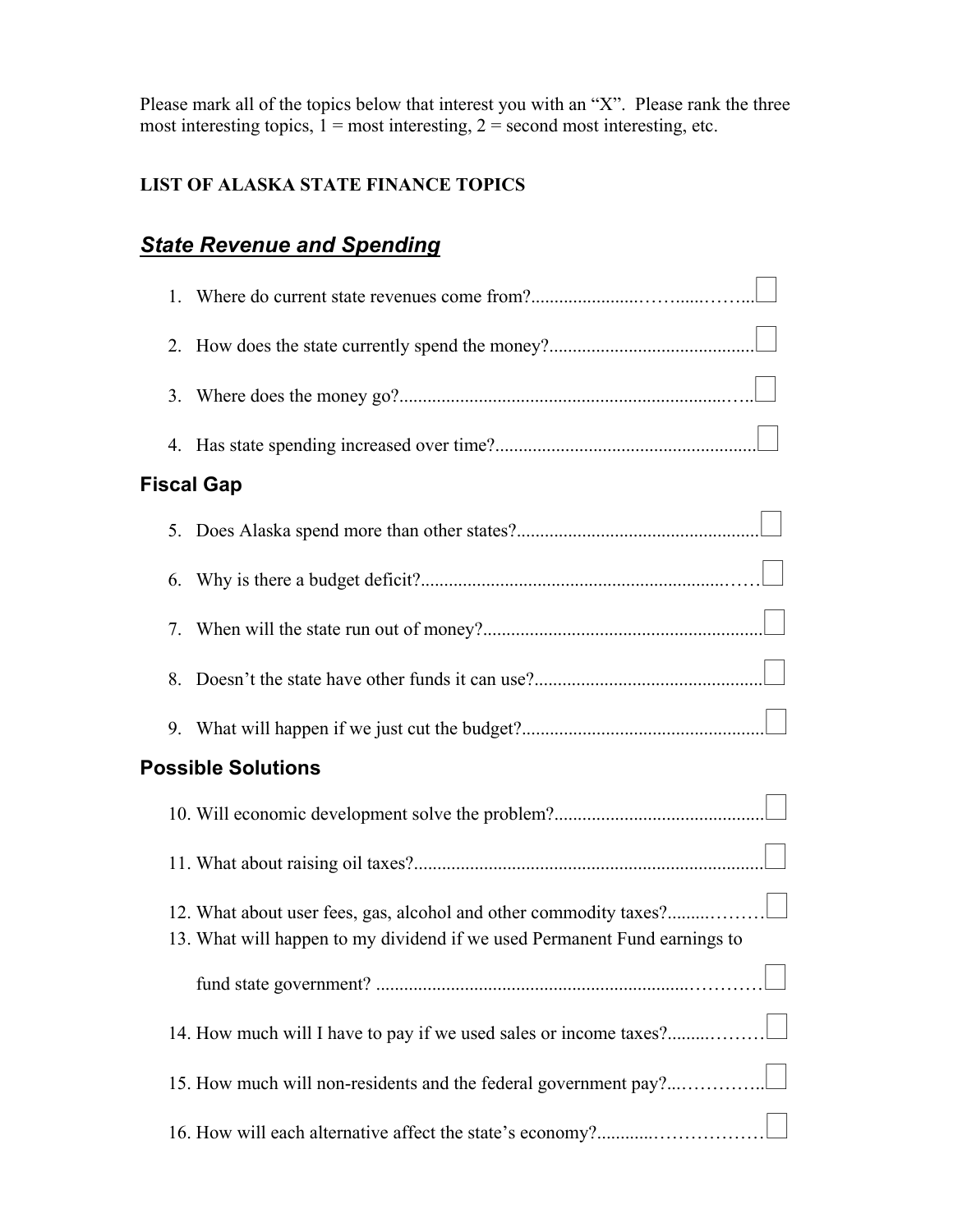Please mark all of the topics below that interest you with an "X". Please rank the three most interesting topics, 1 = most interesting, 2 = second most interesting, etc.

**LIST OF ALASKA STATE FINANCE TOPICS**

## ***State Revenue and Spending***

1. Where do current state revenues come from?............................................ ☐
2. How does the state currently spend the money?............................................ ☐
3. Where does the money go?............................................................................ ☐
4. Has state spending increased over time?........................................................ ☐

## Fiscal Gap

5. Does Alaska spend more than other states?.................................................... ☐
6. Why is there a budget deficit?........................................................................ ☐
7. When will the state run out of money?............................................................ ☐
8. Doesn't the state have other funds it can use?................................................ ☐
9. What will happen if we just cut the budget?.................................................... ☐

## Possible Solutions

10. Will economic development solve the problem?.............................................. ☐
11. What about raising oil taxes?........................................................................ ☐
12. What about user fees, gas, alcohol and other commodity taxes?..................... ☐
13. What will happen to my dividend if we used Permanent Fund earnings to fund state government? ................................................................................ ☐
14. How much will I have to pay if we used sales or income taxes?...................... ☐
15. How much will non-residents and the federal government pay?....................... ☐
16. How will each alternative affect the state's economy?..................................... ☐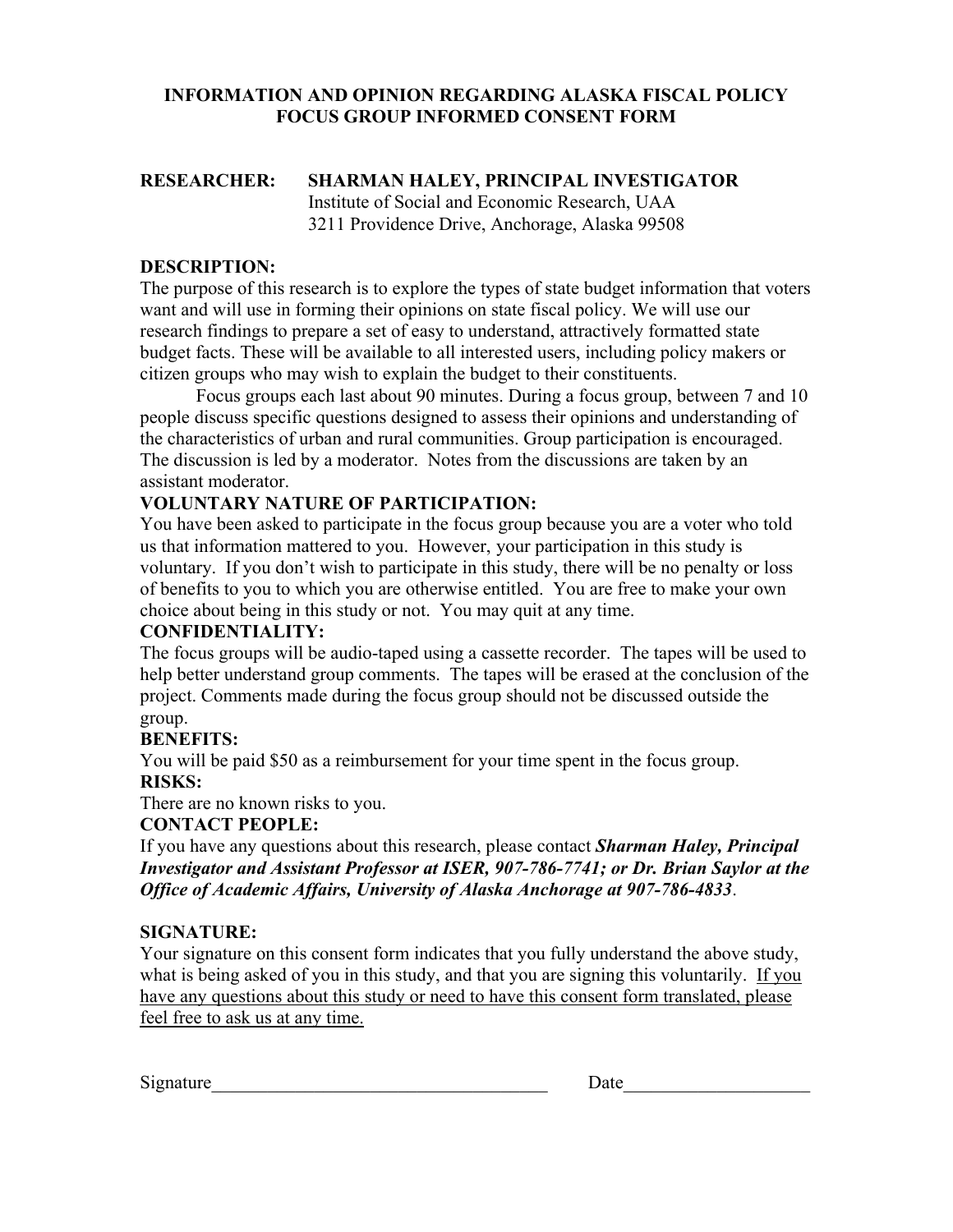# INFORMATION AND OPINION REGARDING ALASKA FISCAL POLICY FOCUS GROUP INFORMED CONSENT FORM

**RESEARCHER: SHARMAN HALEY, PRINCIPAL INVESTIGATOR**
Institute of Social and Economic Research, UAA
3211 Providence Drive, Anchorage, Alaska 99508

**DESCRIPTION:**

The purpose of this research is to explore the types of state budget information that voters want and will use in forming their opinions on state fiscal policy. We will use our research findings to prepare a set of easy to understand, attractively formatted state budget facts. These will be available to all interested users, including policy makers or citizen groups who may wish to explain the budget to their constituents.

Focus groups each last about 90 minutes. During a focus group, between 7 and 10 people discuss specific questions designed to assess their opinions and understanding of the characteristics of urban and rural communities. Group participation is encouraged. The discussion is led by a moderator. Notes from the discussions are taken by an assistant moderator.

**VOLUNTARY NATURE OF PARTICIPATION:**

You have been asked to participate in the focus group because you are a voter who told us that information mattered to you. However, your participation in this study is voluntary. If you don't wish to participate in this study, there will be no penalty or loss of benefits to you to which you are otherwise entitled. You are free to make your own choice about being in this study or not. You may quit at any time.

**CONFIDENTIALITY:**

The focus groups will be audio-taped using a cassette recorder. The tapes will be used to help better understand group comments. The tapes will be erased at the conclusion of the project. Comments made during the focus group should not be discussed outside the group.

**BENEFITS:**

You will be paid $50 as a reimbursement for your time spent in the focus group.

**RISKS:**

There are no known risks to you.

**CONTACT PEOPLE:**

If you have any questions about this research, please contact ***Sharman Haley, Principal Investigator and Assistant Professor at ISER, 907-786-7741; or Dr. Brian Saylor at the Office of Academic Affairs, University of Alaska Anchorage at 907-786-4833***.

**SIGNATURE:**

Your signature on this consent form indicates that you fully understand the above study, what is being asked of you in this study, and that you are signing this voluntarily. <u>If you have any questions about this study or need to have this consent form translated, please feel free to ask us at any time.</u>

Signature____________________________________ Date____________________